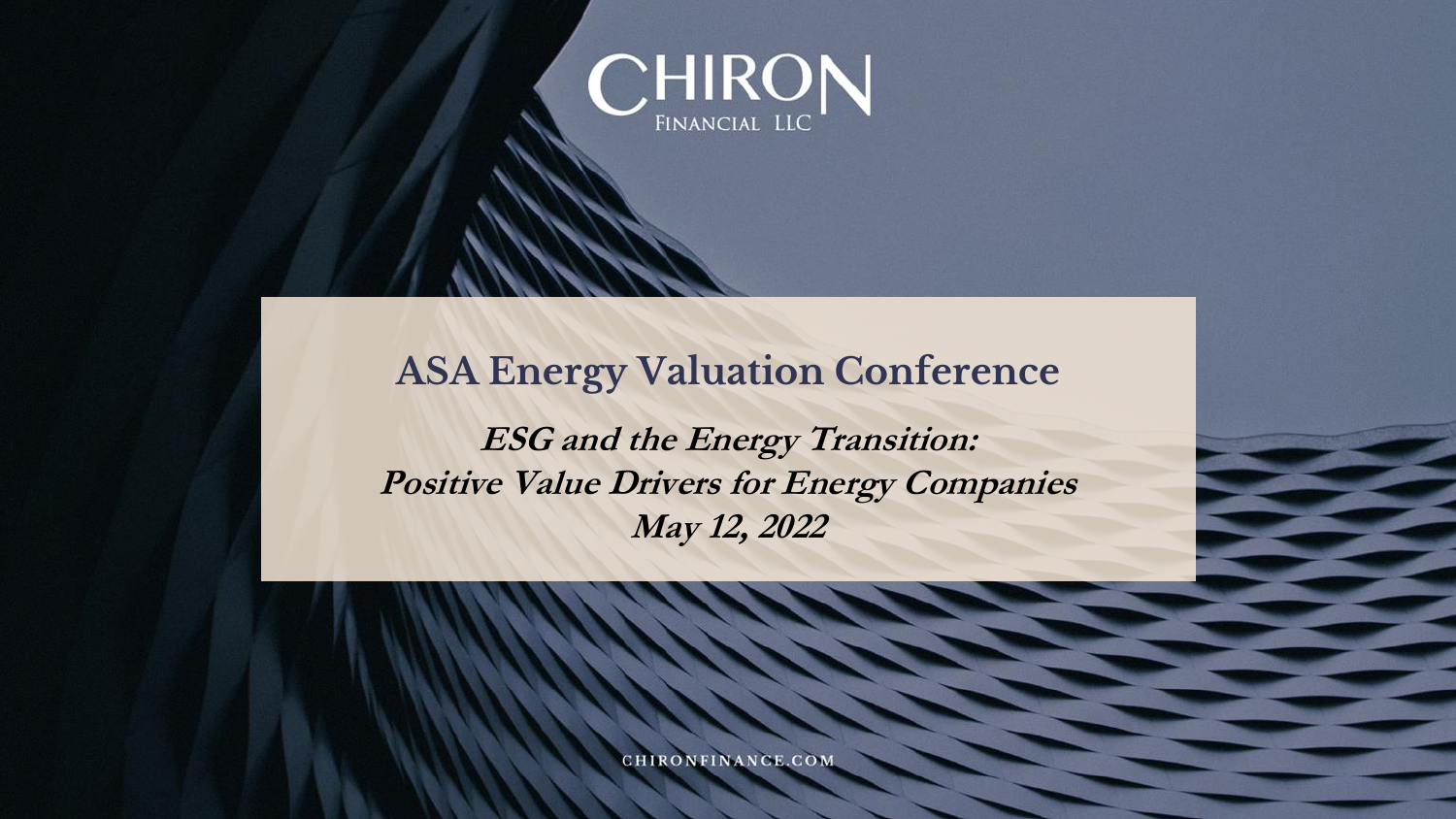CHIRON

FINANCIAL LLC

# ASA Energy Valuation Conference

***ESG and the Energy Transition:***
***Positive Value Drivers for Energy Companies***
***May 12, 2022***

CHIRONFINANCE.COM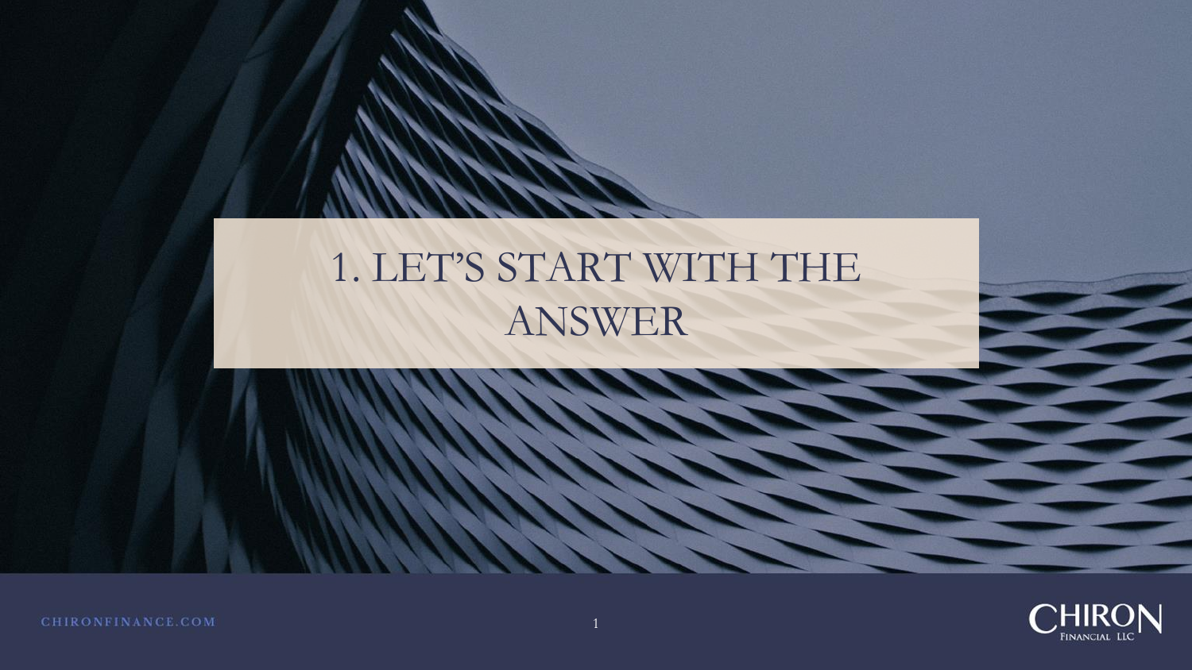# 1. LET'S START WITH THE ANSWER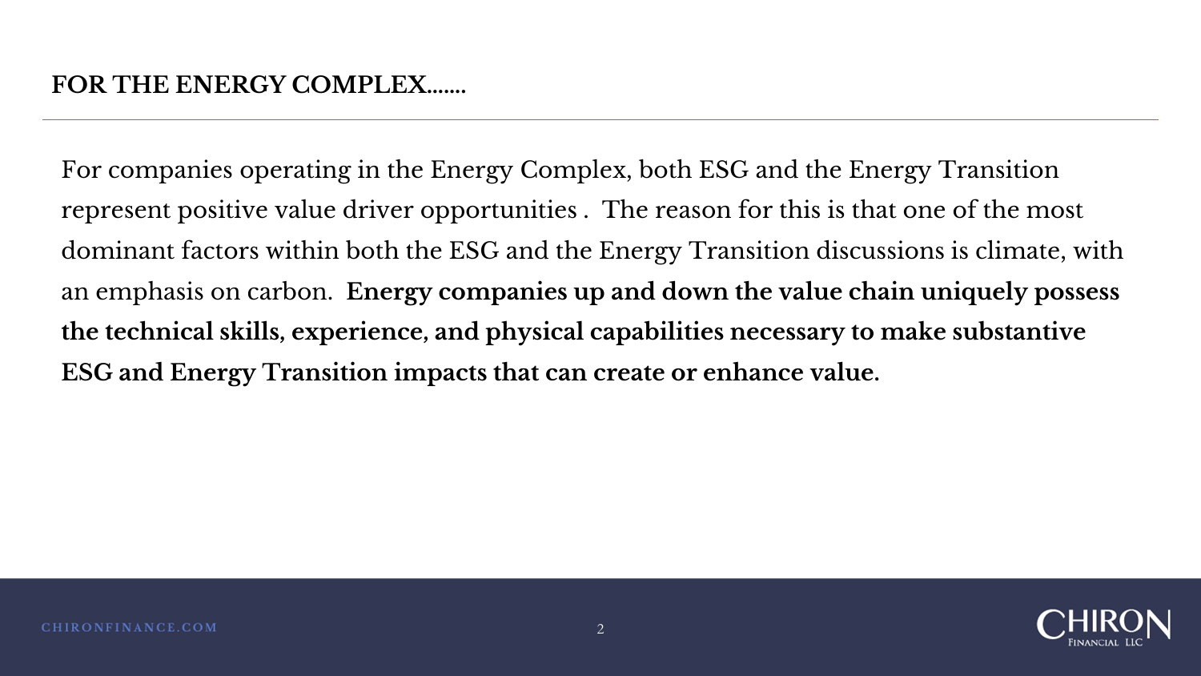## FOR THE ENERGY COMPLEX.......

For companies operating in the Energy Complex, both ESG and the Energy Transition represent positive value driver opportunities . The reason for this is that one of the most dominant factors within both the ESG and the Energy Transition discussions is climate, with an emphasis on carbon. **Energy companies up and down the value chain uniquely possess the technical skills, experience, and physical capabilities necessary to make substantive ESG and Energy Transition impacts that can create or enhance value.**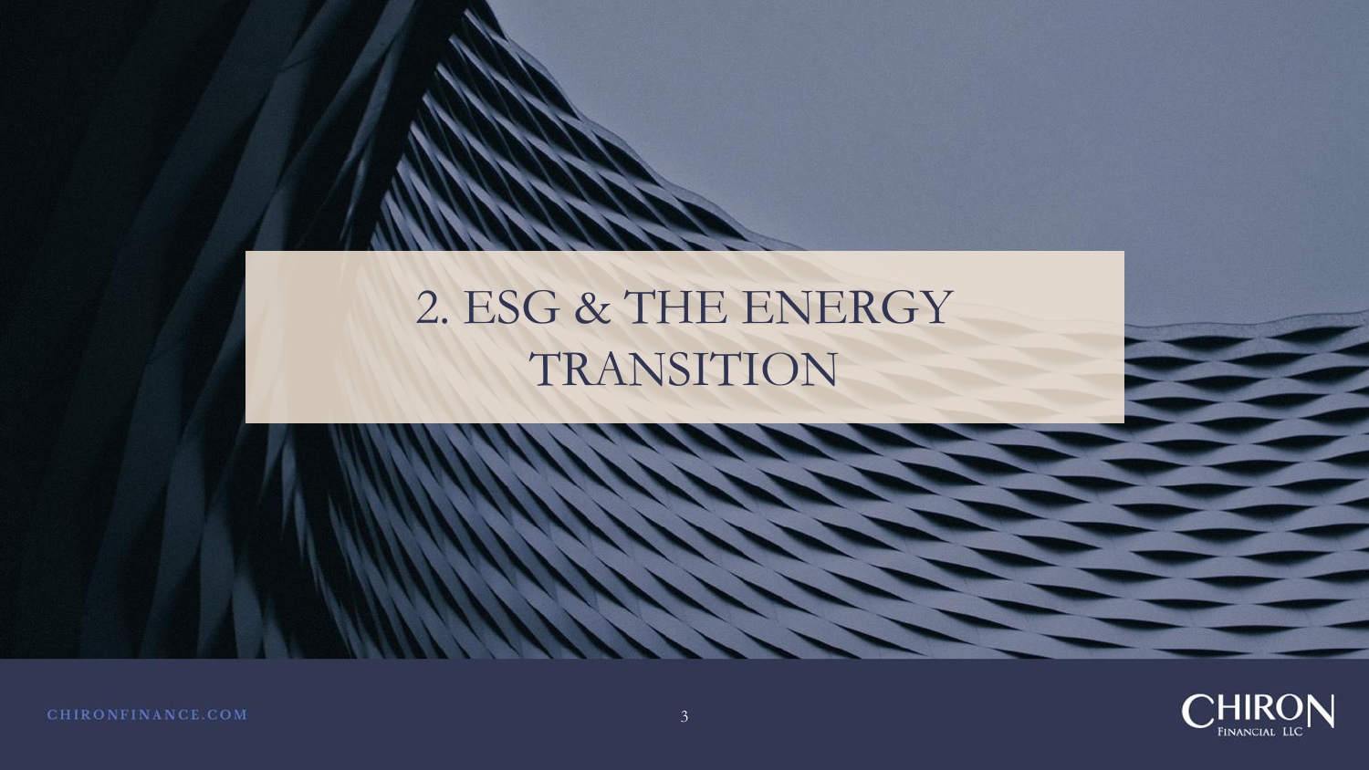# 2. ESG & THE ENERGY TRANSITION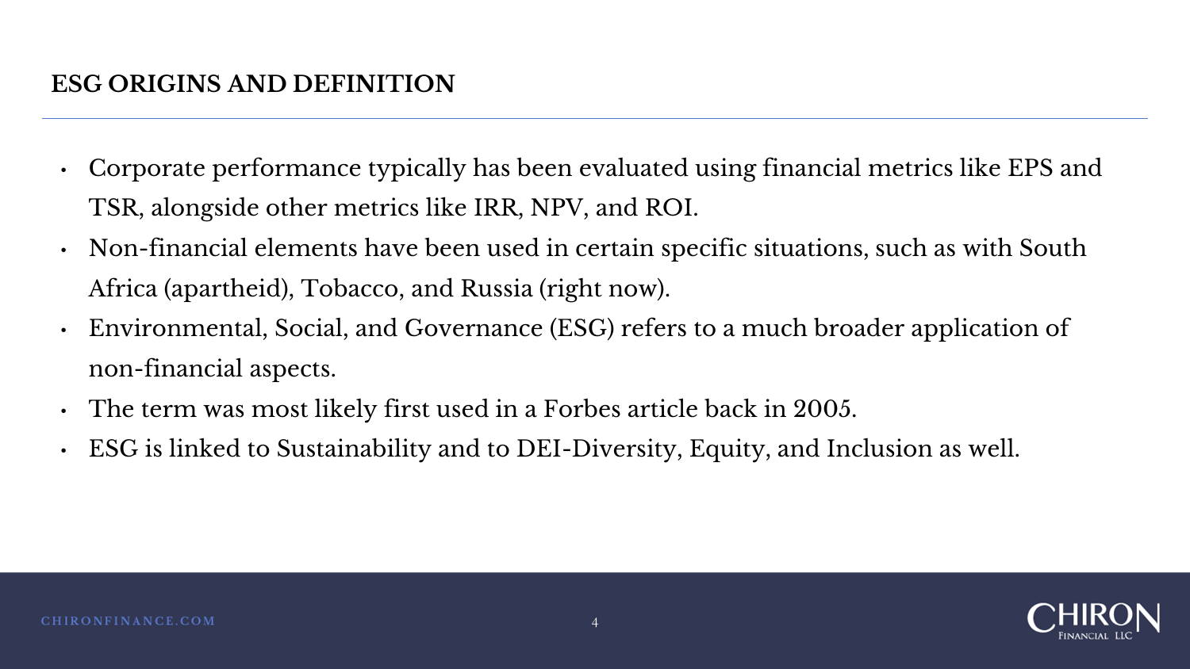## ESG ORIGINS AND DEFINITION

- Corporate performance typically has been evaluated using financial metrics like EPS and TSR, alongside other metrics like IRR, NPV, and ROI.
- Non-financial elements have been used in certain specific situations, such as with South Africa (apartheid), Tobacco, and Russia (right now).
- Environmental, Social, and Governance (ESG) refers to a much broader application of non-financial aspects.
- The term was most likely first used in a Forbes article back in 2005.
- ESG is linked to Sustainability and to DEI-Diversity, Equity, and Inclusion as well.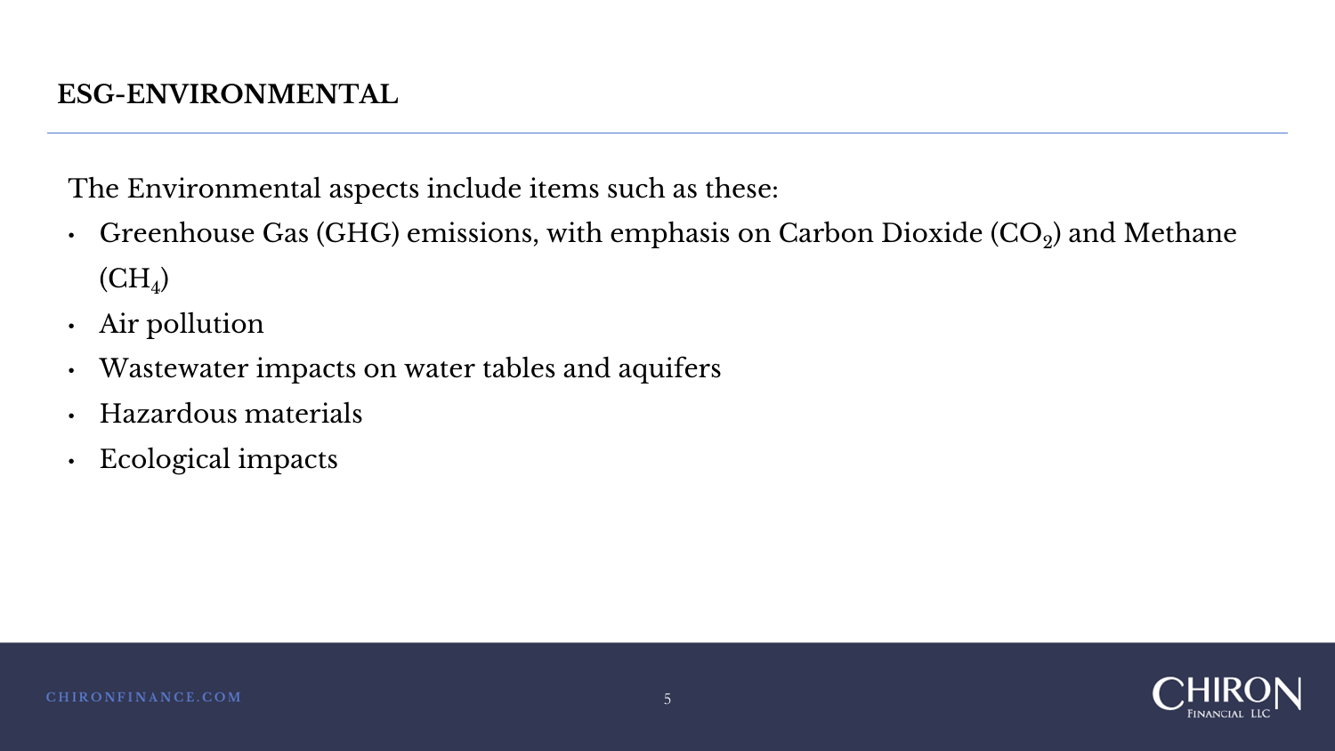## ESG-ENVIRONMENTAL

The Environmental aspects include items such as these:

- Greenhouse Gas (GHG) emissions, with emphasis on Carbon Dioxide ($CO_2$) and Methane ($CH_4$)
- Air pollution
- Wastewater impacts on water tables and aquifers
- Hazardous materials
- Ecological impacts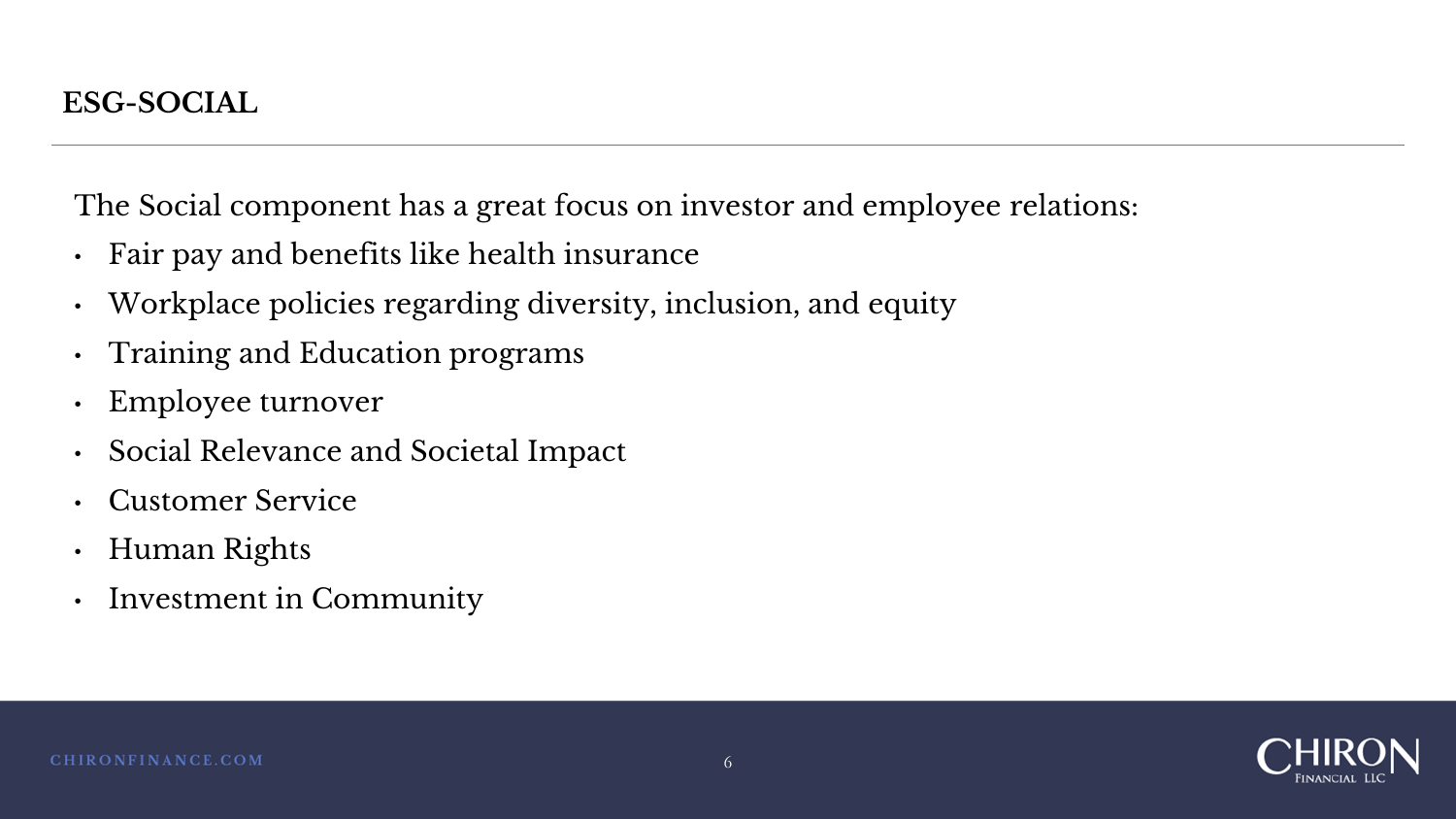# ESG-SOCIAL

The Social component has a great focus on investor and employee relations:

- Fair pay and benefits like health insurance
- Workplace policies regarding diversity, inclusion, and equity
- Training and Education programs
- Employee turnover
- Social Relevance and Societal Impact
- Customer Service
- Human Rights
- Investment in Community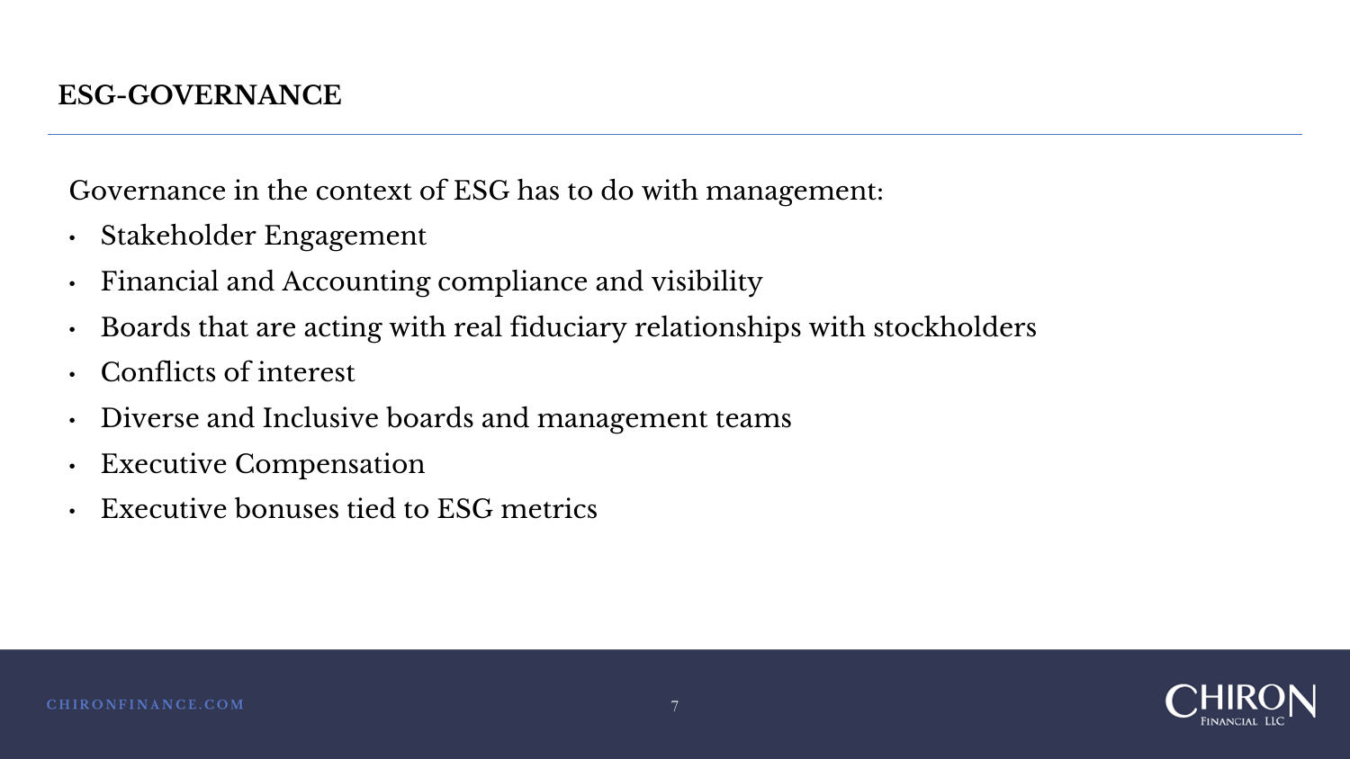## ESG-GOVERNANCE

Governance in the context of ESG has to do with management:

- Stakeholder Engagement
- Financial and Accounting compliance and visibility
- Boards that are acting with real fiduciary relationships with stockholders
- Conflicts of interest
- Diverse and Inclusive boards and management teams
- Executive Compensation
- Executive bonuses tied to ESG metrics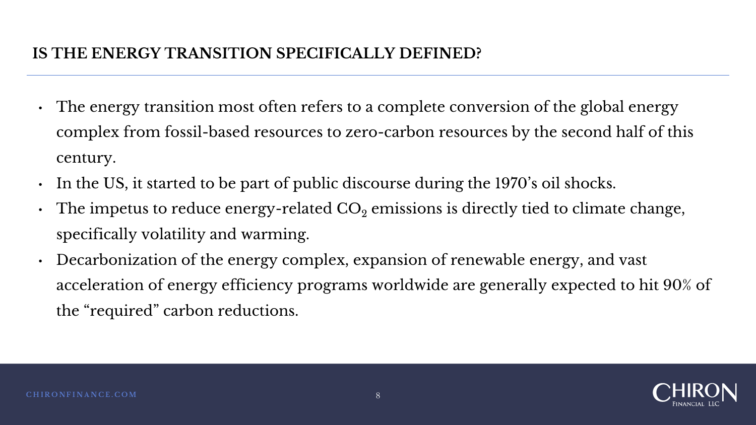## IS THE ENERGY TRANSITION SPECIFICALLY DEFINED?

- The energy transition most often refers to a complete conversion of the global energy complex from fossil-based resources to zero-carbon resources by the second half of this century.
- In the US, it started to be part of public discourse during the 1970's oil shocks.
- The impetus to reduce energy-related $CO_2$ emissions is directly tied to climate change, specifically volatility and warming.
- Decarbonization of the energy complex, expansion of renewable energy, and vast acceleration of energy efficiency programs worldwide are generally expected to hit 90% of the "required" carbon reductions.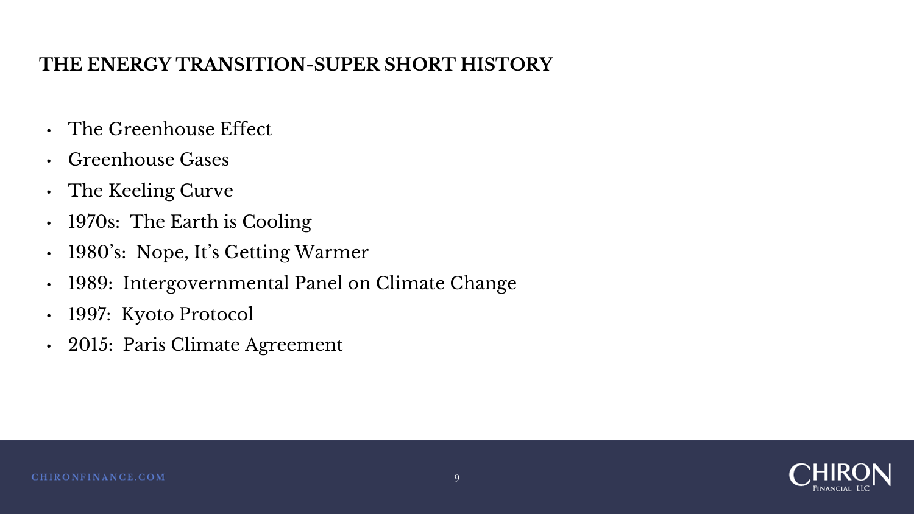# THE ENERGY TRANSITION-SUPER SHORT HISTORY

- The Greenhouse Effect
- Greenhouse Gases
- The Keeling Curve
- 1970s: The Earth is Cooling
- 1980's: Nope, It's Getting Warmer
- 1989: Intergovernmental Panel on Climate Change
- 1997: Kyoto Protocol
- 2015: Paris Climate Agreement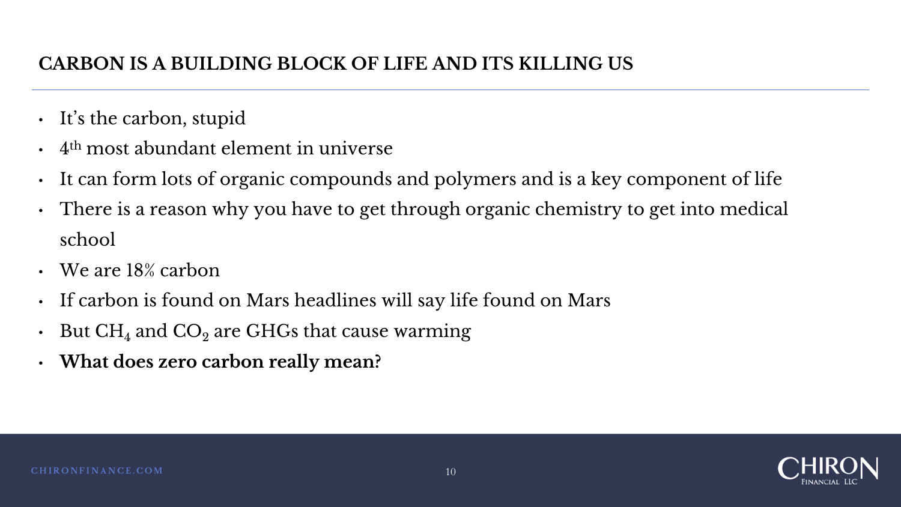## CARBON IS A BUILDING BLOCK OF LIFE AND ITS KILLING US

- It's the carbon, stupid
- 4th most abundant element in universe
- It can form lots of organic compounds and polymers and is a key component of life
- There is a reason why you have to get through organic chemistry to get into medical school
- We are 18% carbon
- If carbon is found on Mars headlines will say life found on Mars
- But $CH_4$ and $CO_2$ are GHGs that cause warming
- **What does zero carbon really mean?**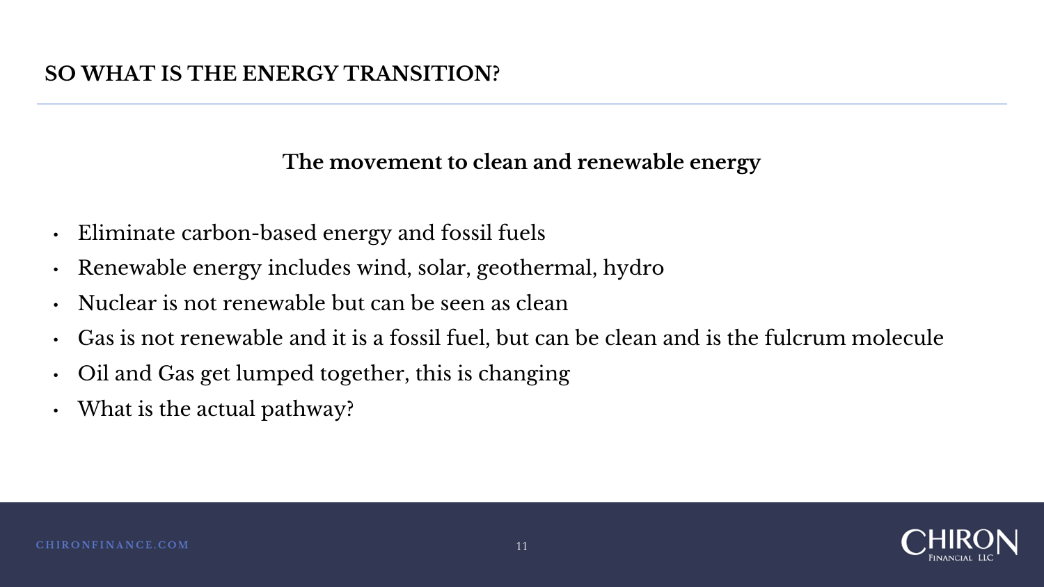# SO WHAT IS THE ENERGY TRANSITION?

**The movement to clean and renewable energy**

- Eliminate carbon-based energy and fossil fuels
- Renewable energy includes wind, solar, geothermal, hydro
- Nuclear is not renewable but can be seen as clean
- Gas is not renewable and it is a fossil fuel, but can be clean and is the fulcrum molecule
- Oil and Gas get lumped together, this is changing
- What is the actual pathway?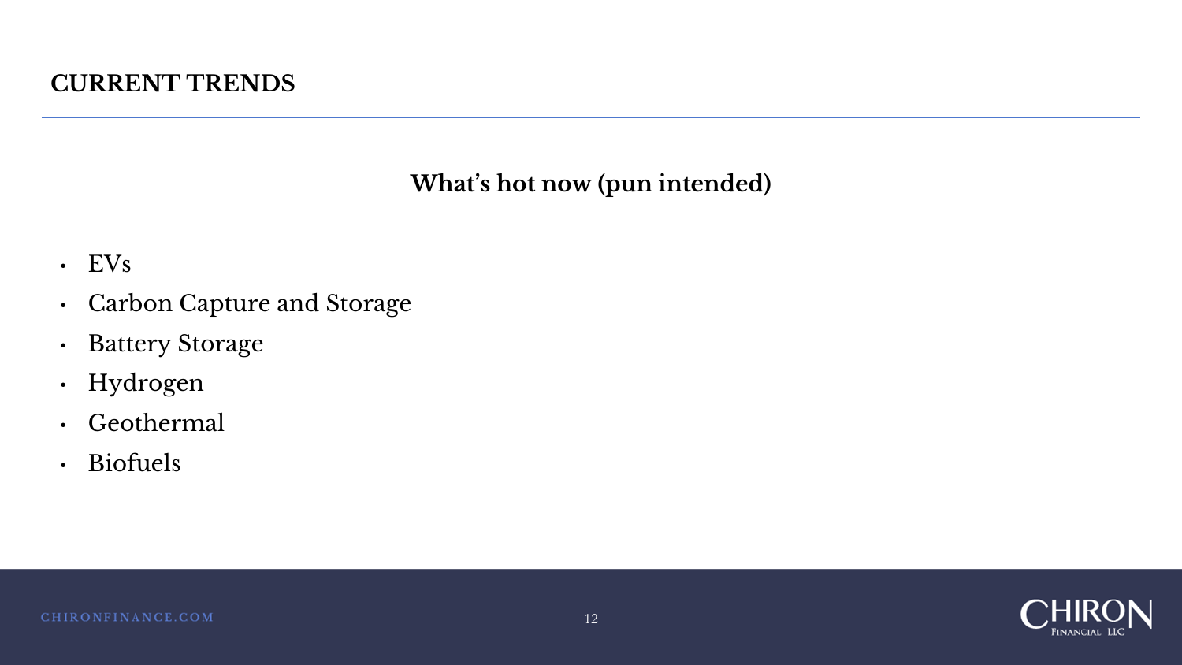## CURRENT TRENDS

**What's hot now (pun intended)**

- EVs
- Carbon Capture and Storage
- Battery Storage
- Hydrogen
- Geothermal
- Biofuels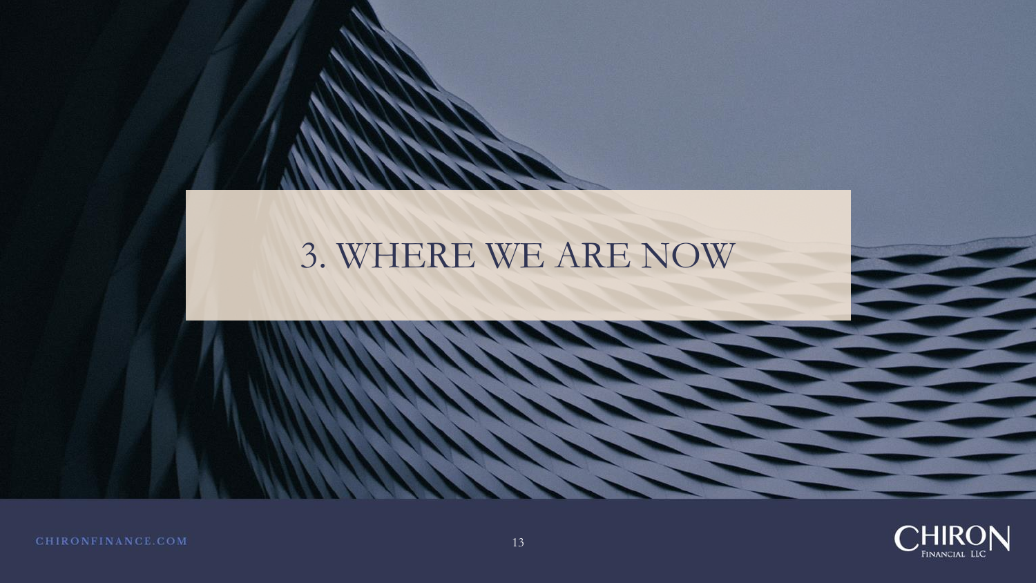# 3. WHERE WE ARE NOW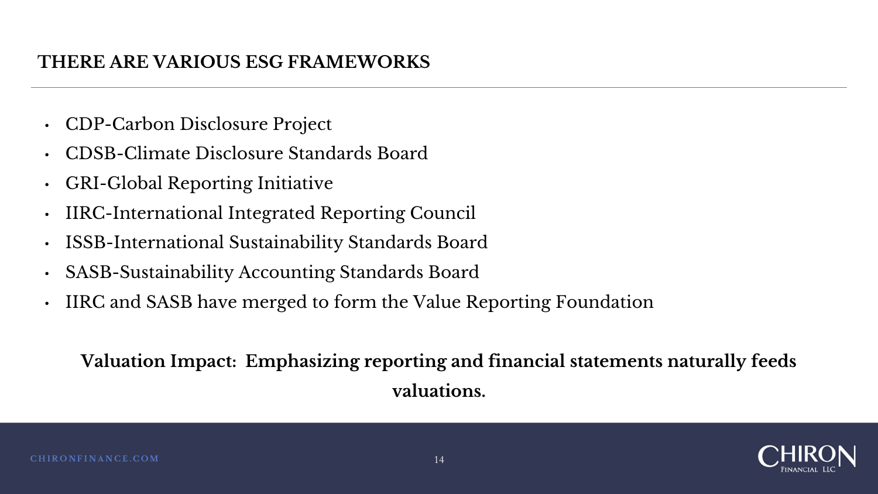## THERE ARE VARIOUS ESG FRAMEWORKS

- CDP-Carbon Disclosure Project
- CDSB-Climate Disclosure Standards Board
- GRI-Global Reporting Initiative
- IIRC-International Integrated Reporting Council
- ISSB-International Sustainability Standards Board
- SASB-Sustainability Accounting Standards Board
- IIRC and SASB have merged to form the Value Reporting Foundation

**Valuation Impact: Emphasizing reporting and financial statements naturally feeds valuations.**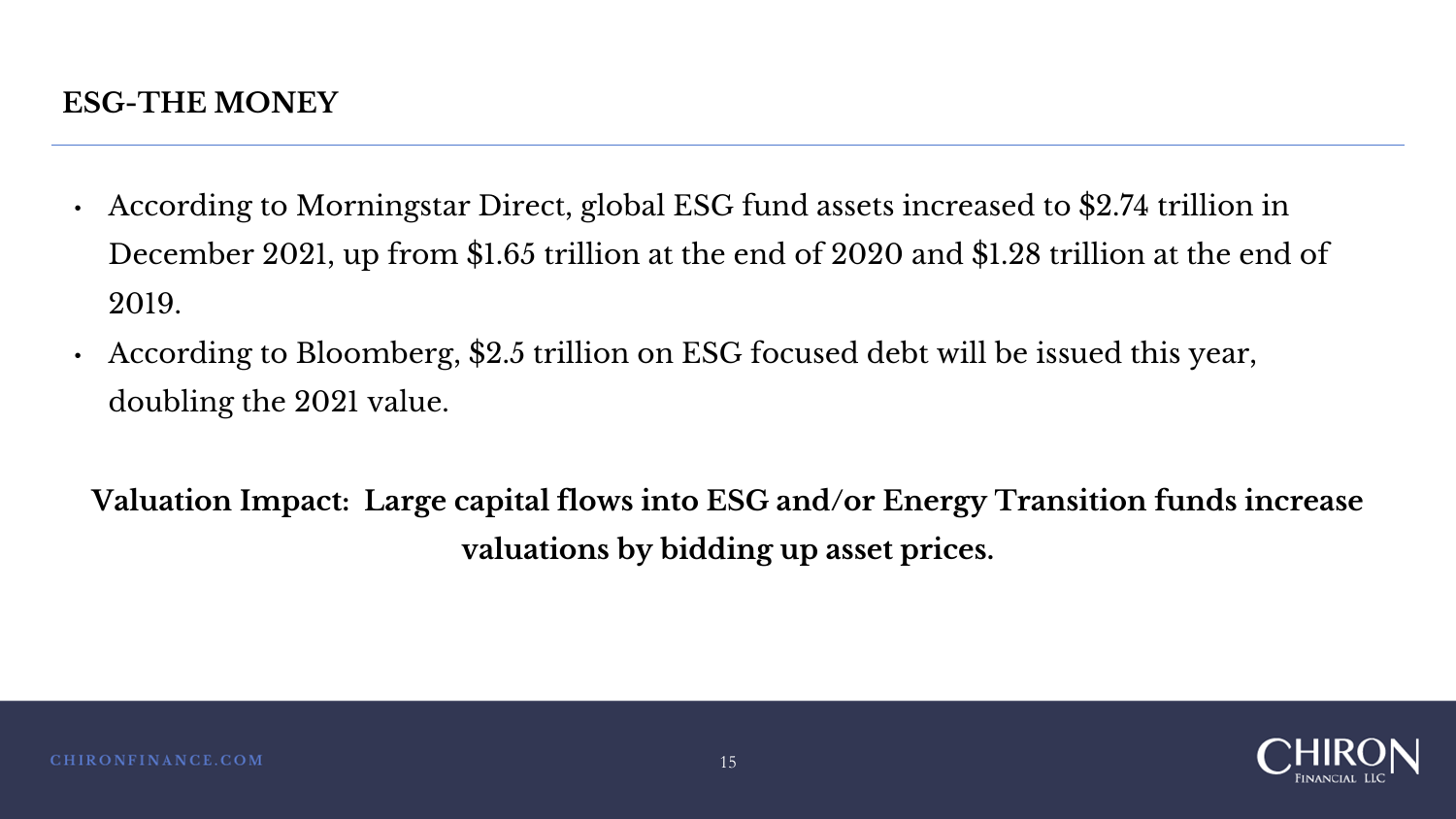## ESG-THE MONEY

- According to Morningstar Direct, global ESG fund assets increased to $2.74 trillion in December 2021, up from $1.65 trillion at the end of 2020 and $1.28 trillion at the end of 2019.
- According to Bloomberg, $2.5 trillion on ESG focused debt will be issued this year, doubling the 2021 value.

**Valuation Impact: Large capital flows into ESG and/or Energy Transition funds increase valuations by bidding up asset prices.**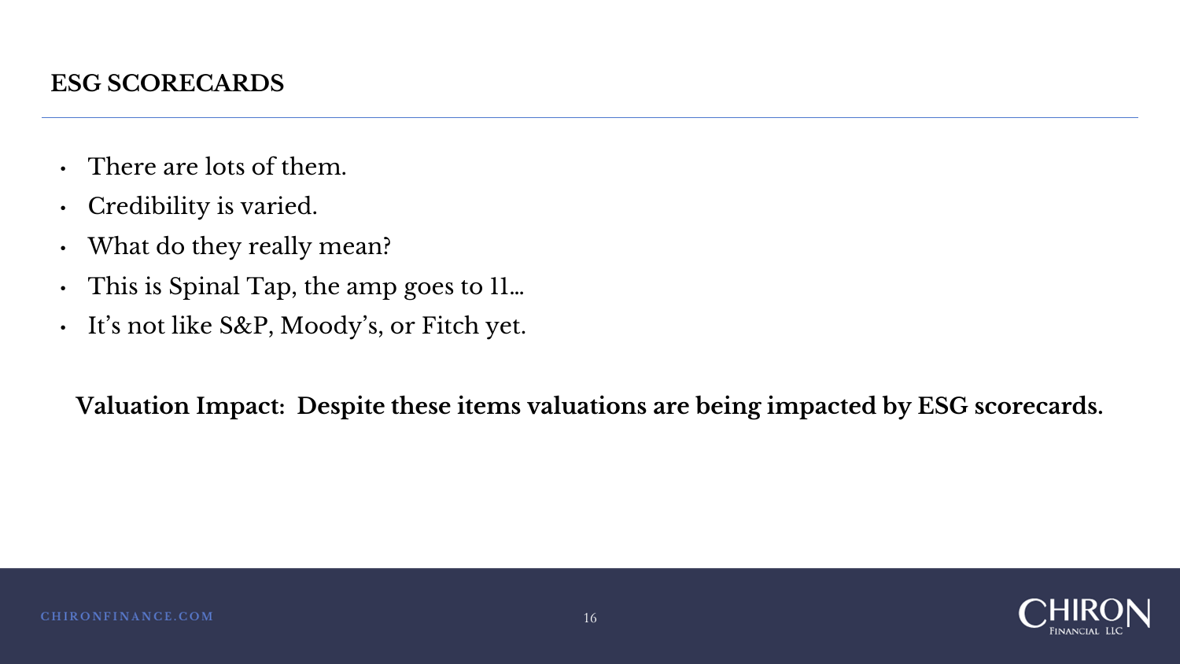## ESG SCORECARDS

- There are lots of them.
- Credibility is varied.
- What do they really mean?
- This is Spinal Tap, the amp goes to 11…
- It's not like S&P, Moody's, or Fitch yet.

**Valuation Impact: Despite these items valuations are being impacted by ESG scorecards.**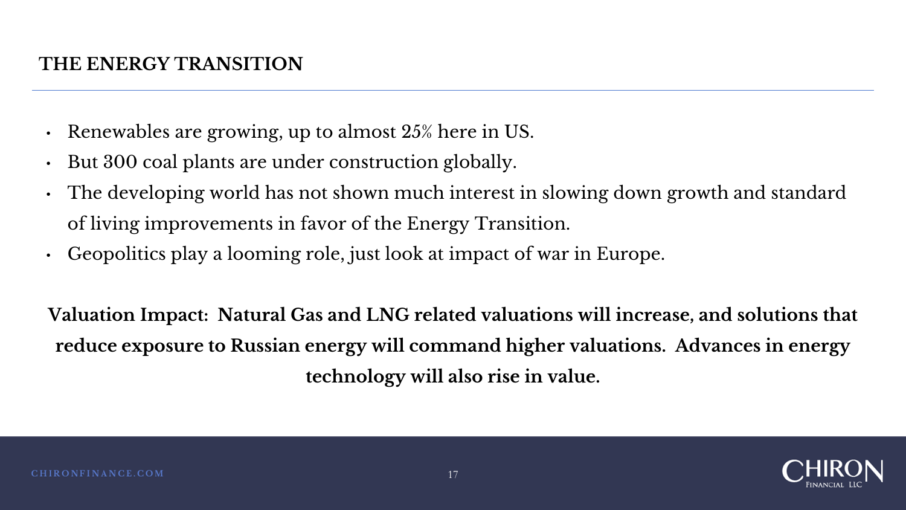## THE ENERGY TRANSITION

- Renewables are growing, up to almost 25% here in US.
- But 300 coal plants are under construction globally.
- The developing world has not shown much interest in slowing down growth and standard of living improvements in favor of the Energy Transition.
- Geopolitics play a looming role, just look at impact of war in Europe.

**Valuation Impact: Natural Gas and LNG related valuations will increase, and solutions that reduce exposure to Russian energy will command higher valuations. Advances in energy technology will also rise in value.**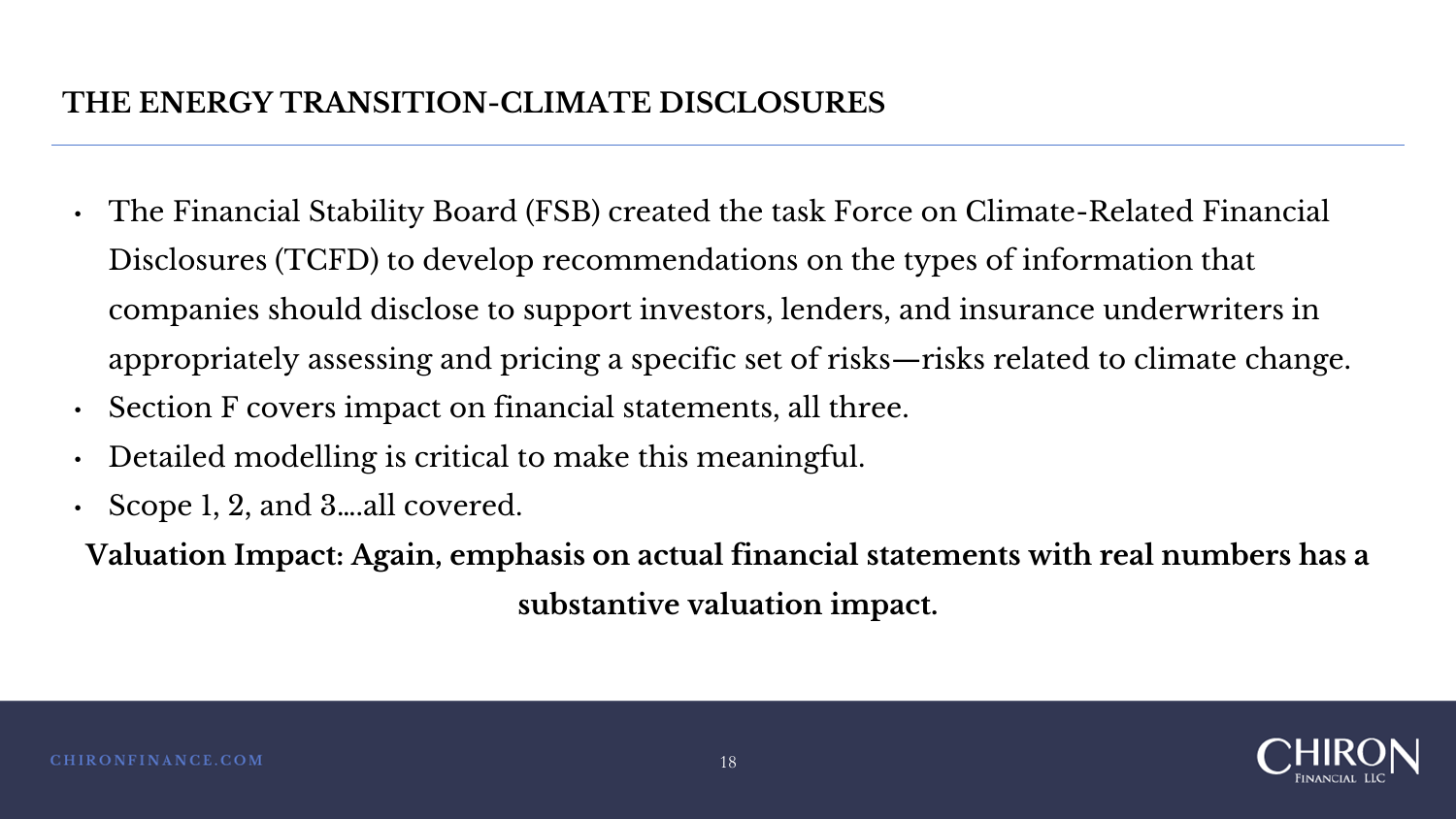# THE ENERGY TRANSITION-CLIMATE DISCLOSURES

- The Financial Stability Board (FSB) created the task Force on Climate-Related Financial Disclosures (TCFD) to develop recommendations on the types of information that companies should disclose to support investors, lenders, and insurance underwriters in appropriately assessing and pricing a specific set of risks—risks related to climate change.
- Section F covers impact on financial statements, all three.
- Detailed modelling is critical to make this meaningful.
- Scope 1, 2, and 3....all covered.

**Valuation Impact: Again, emphasis on actual financial statements with real numbers has a substantive valuation impact.**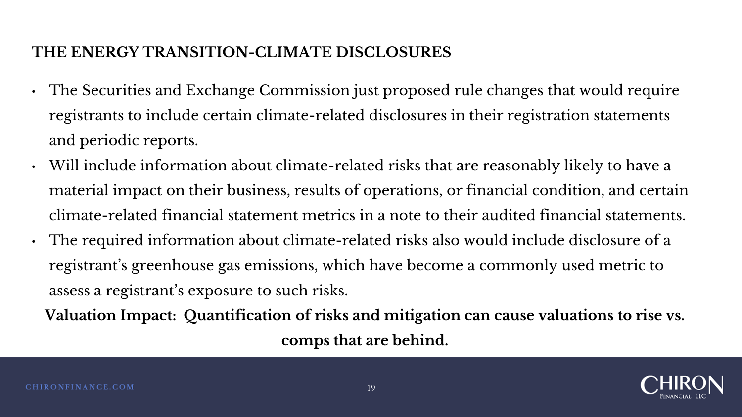## THE ENERGY TRANSITION-CLIMATE DISCLOSURES

- The Securities and Exchange Commission just proposed rule changes that would require registrants to include certain climate-related disclosures in their registration statements and periodic reports.
- Will include information about climate-related risks that are reasonably likely to have a material impact on their business, results of operations, or financial condition, and certain climate-related financial statement metrics in a note to their audited financial statements.
- The required information about climate-related risks also would include disclosure of a registrant's greenhouse gas emissions, which have become a commonly used metric to assess a registrant's exposure to such risks.

**Valuation Impact: Quantification of risks and mitigation can cause valuations to rise vs. comps that are behind.**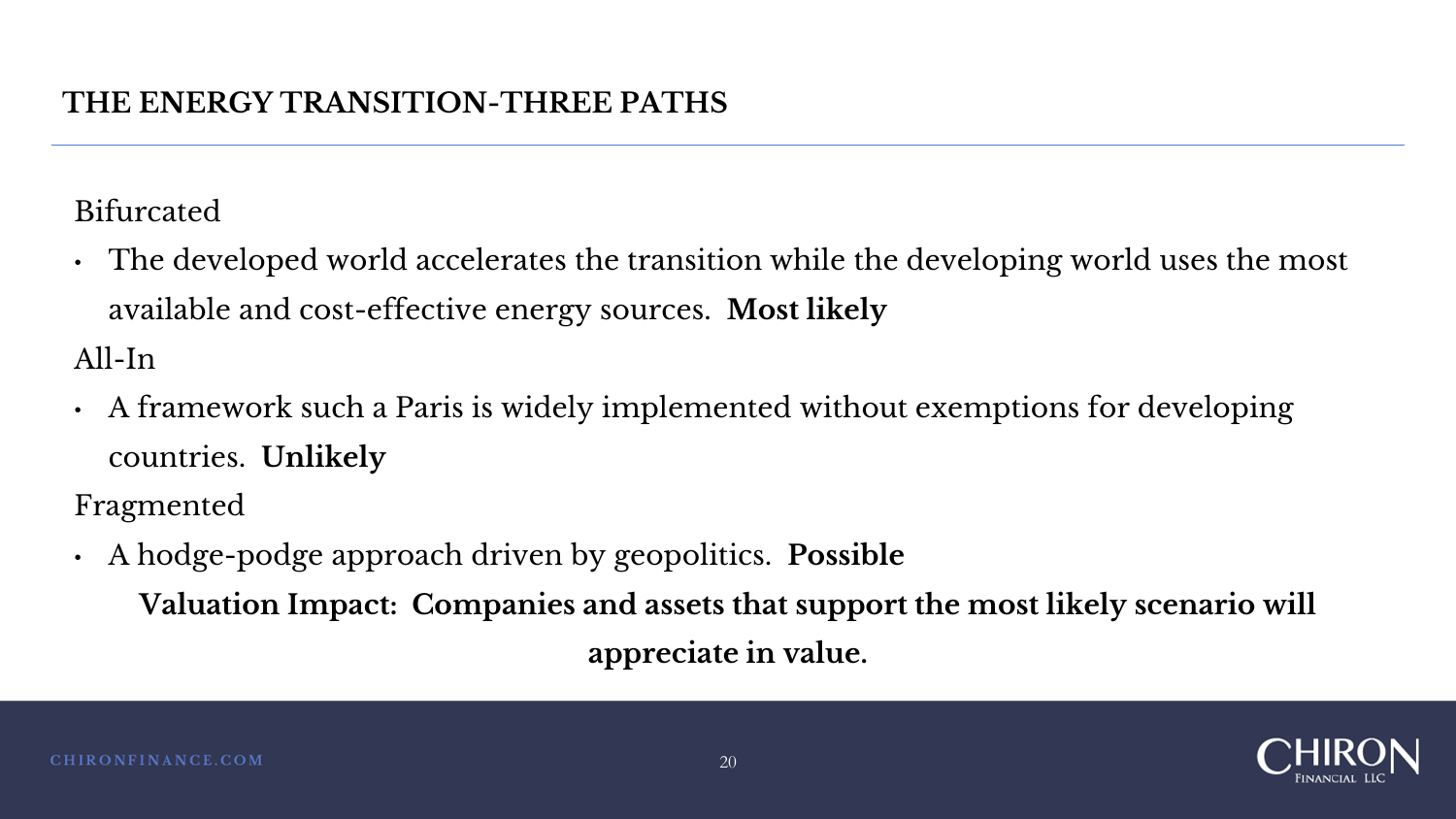# THE ENERGY TRANSITION-THREE PATHS

Bifurcated

- The developed world accelerates the transition while the developing world uses the most available and cost-effective energy sources. **Most likely**

All-In

- A framework such a Paris is widely implemented without exemptions for developing countries. **Unlikely**

Fragmented

- A hodge-podge approach driven by geopolitics. **Possible**

**Valuation Impact: Companies and assets that support the most likely scenario will appreciate in value.**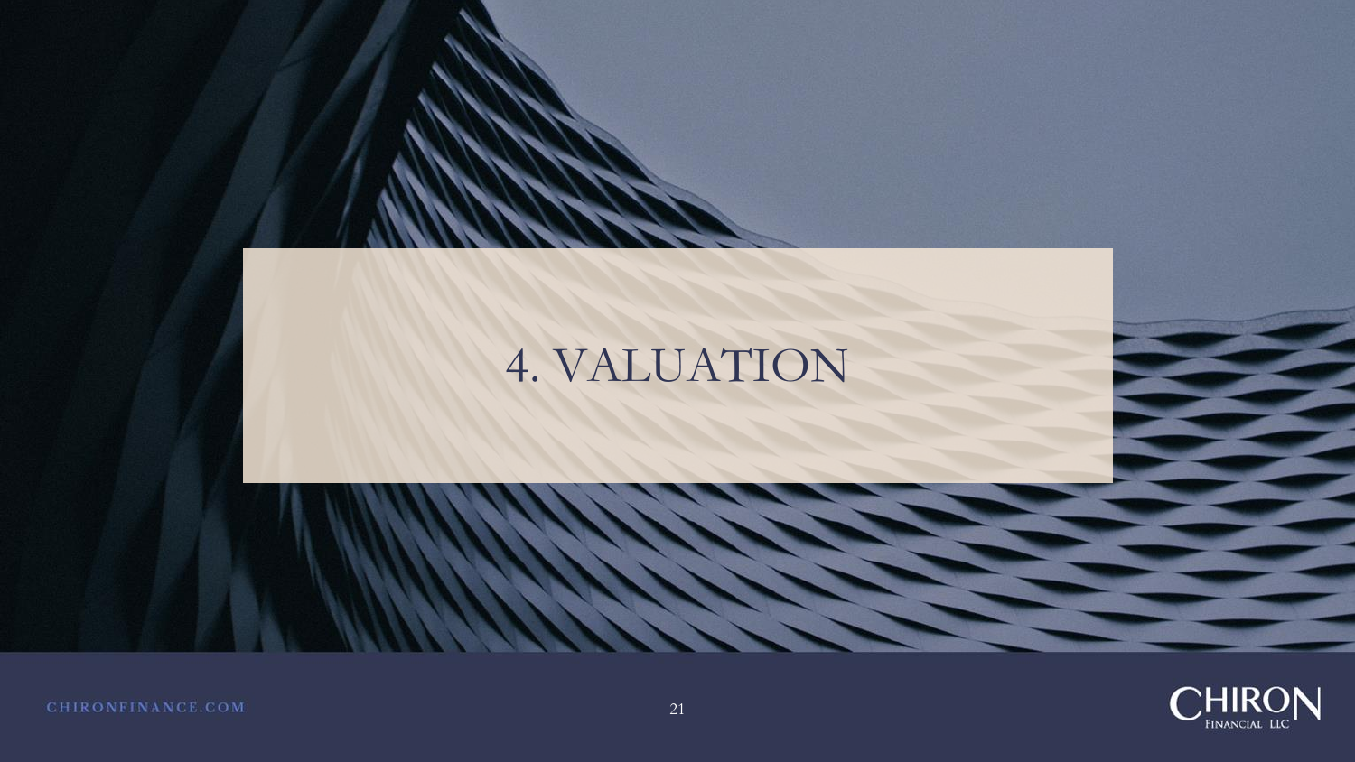# 4. VALUATION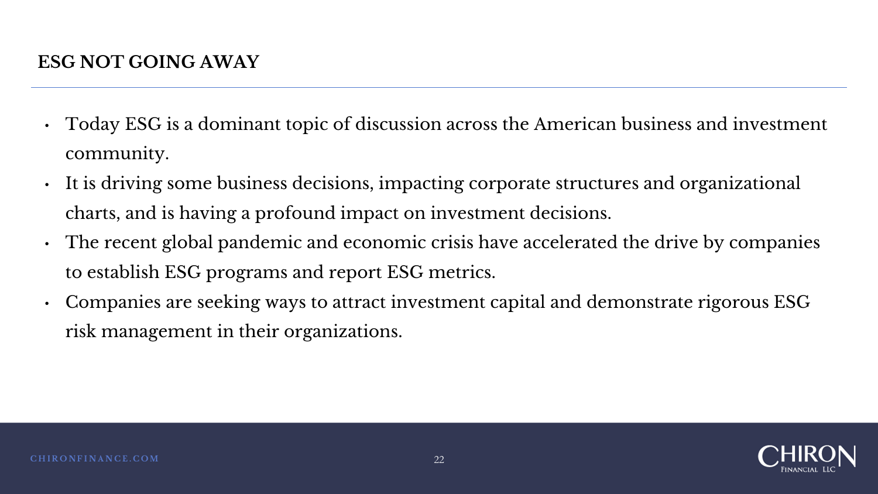## ESG NOT GOING AWAY

- Today ESG is a dominant topic of discussion across the American business and investment community.
- It is driving some business decisions, impacting corporate structures and organizational charts, and is having a profound impact on investment decisions.
- The recent global pandemic and economic crisis have accelerated the drive by companies to establish ESG programs and report ESG metrics.
- Companies are seeking ways to attract investment capital and demonstrate rigorous ESG risk management in their organizations.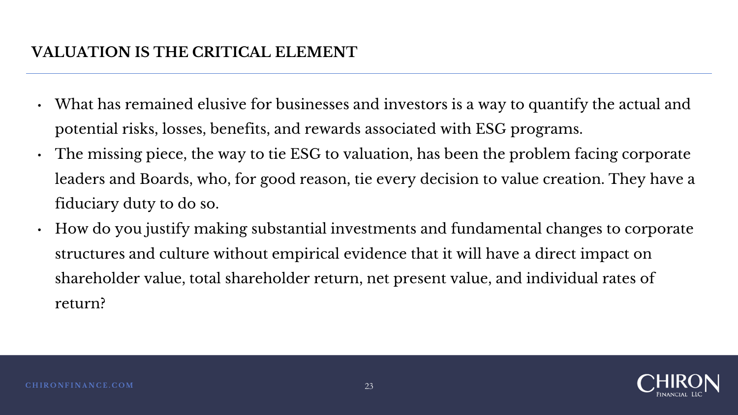## VALUATION IS THE CRITICAL ELEMENT

- What has remained elusive for businesses and investors is a way to quantify the actual and potential risks, losses, benefits, and rewards associated with ESG programs.
- The missing piece, the way to tie ESG to valuation, has been the problem facing corporate leaders and Boards, who, for good reason, tie every decision to value creation. They have a fiduciary duty to do so.
- How do you justify making substantial investments and fundamental changes to corporate structures and culture without empirical evidence that it will have a direct impact on shareholder value, total shareholder return, net present value, and individual rates of return?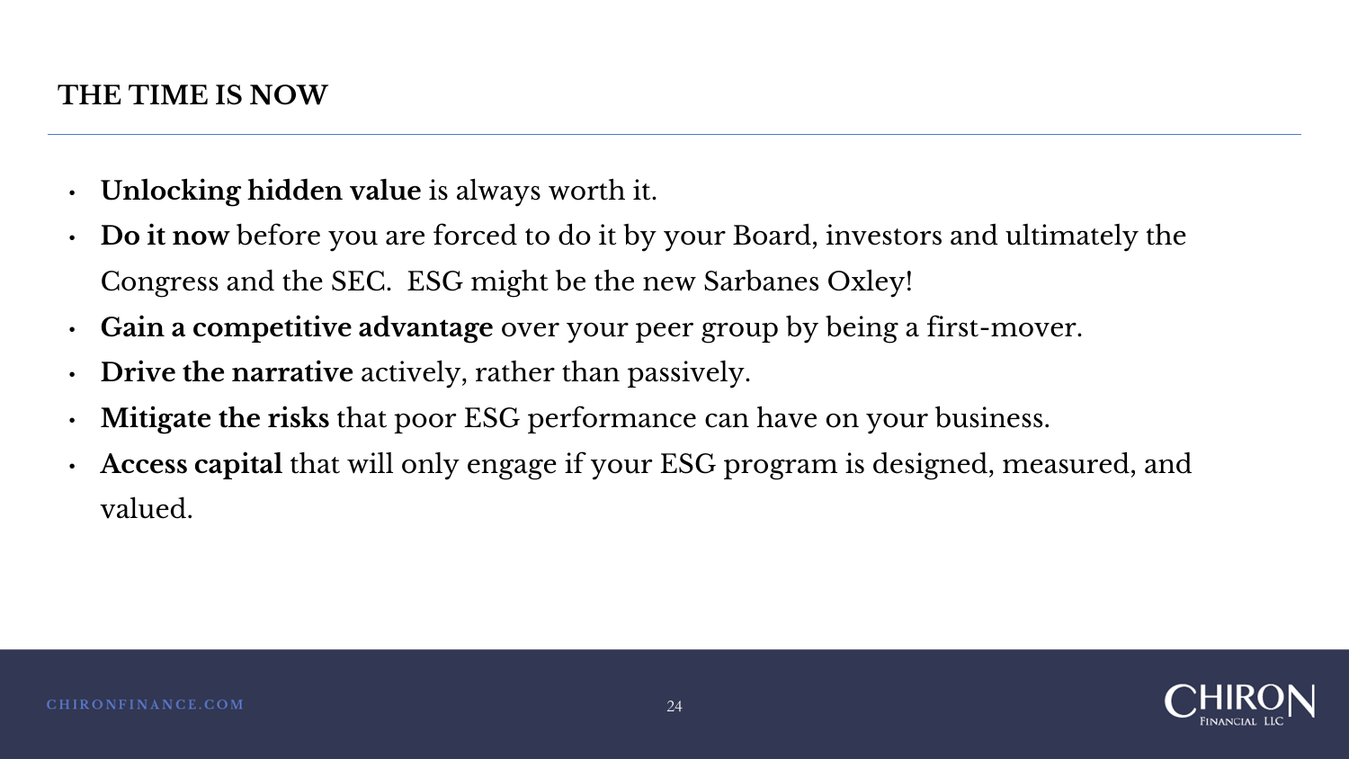## THE TIME IS NOW

- **Unlocking hidden value** is always worth it.
- **Do it now** before you are forced to do it by your Board, investors and ultimately the Congress and the SEC. ESG might be the new Sarbanes Oxley!
- **Gain a competitive advantage** over your peer group by being a first-mover.
- **Drive the narrative** actively, rather than passively.
- **Mitigate the risks** that poor ESG performance can have on your business.
- **Access capital** that will only engage if your ESG program is designed, measured, and valued.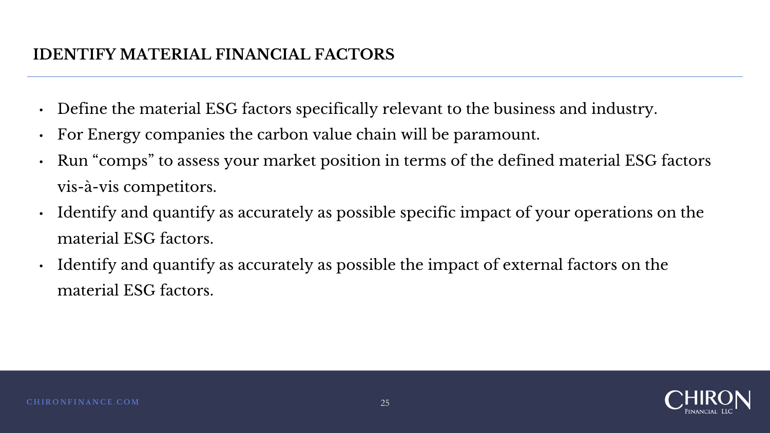## IDENTIFY MATERIAL FINANCIAL FACTORS

- Define the material ESG factors specifically relevant to the business and industry.
- For Energy companies the carbon value chain will be paramount.
- Run “comps” to assess your market position in terms of the defined material ESG factors vis-à-vis competitors.
- Identify and quantify as accurately as possible specific impact of your operations on the material ESG factors.
- Identify and quantify as accurately as possible the impact of external factors on the material ESG factors.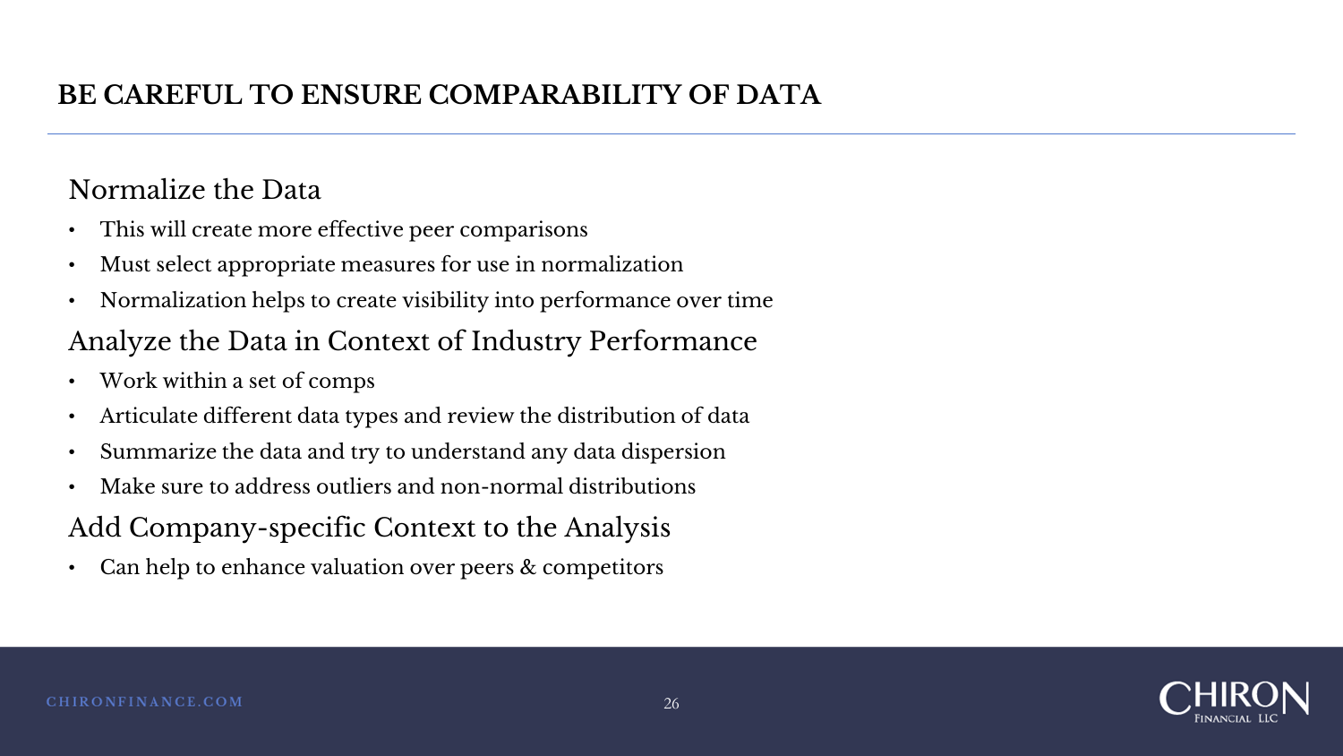# BE CAREFUL TO ENSURE COMPARABILITY OF DATA

## Normalize the Data

- This will create more effective peer comparisons
- Must select appropriate measures for use in normalization
- Normalization helps to create visibility into performance over time

## Analyze the Data in Context of Industry Performance

- Work within a set of comps
- Articulate different data types and review the distribution of data
- Summarize the data and try to understand any data dispersion
- Make sure to address outliers and non-normal distributions

## Add Company-specific Context to the Analysis

- Can help to enhance valuation over peers & competitors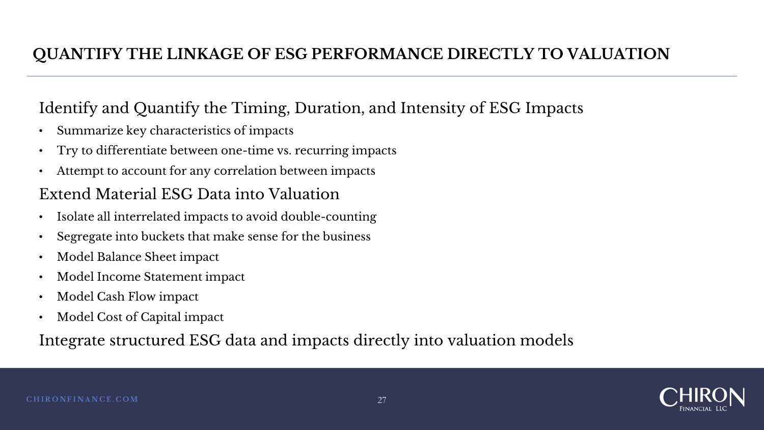# QUANTIFY THE LINKAGE OF ESG PERFORMANCE DIRECTLY TO VALUATION

## Identify and Quantify the Timing, Duration, and Intensity of ESG Impacts

- Summarize key characteristics of impacts
- Try to differentiate between one-time vs. recurring impacts
- Attempt to account for any correlation between impacts

## Extend Material ESG Data into Valuation

- Isolate all interrelated impacts to avoid double-counting
- Segregate into buckets that make sense for the business
- Model Balance Sheet impact
- Model Income Statement impact
- Model Cash Flow impact
- Model Cost of Capital impact

## Integrate structured ESG data and impacts directly into valuation models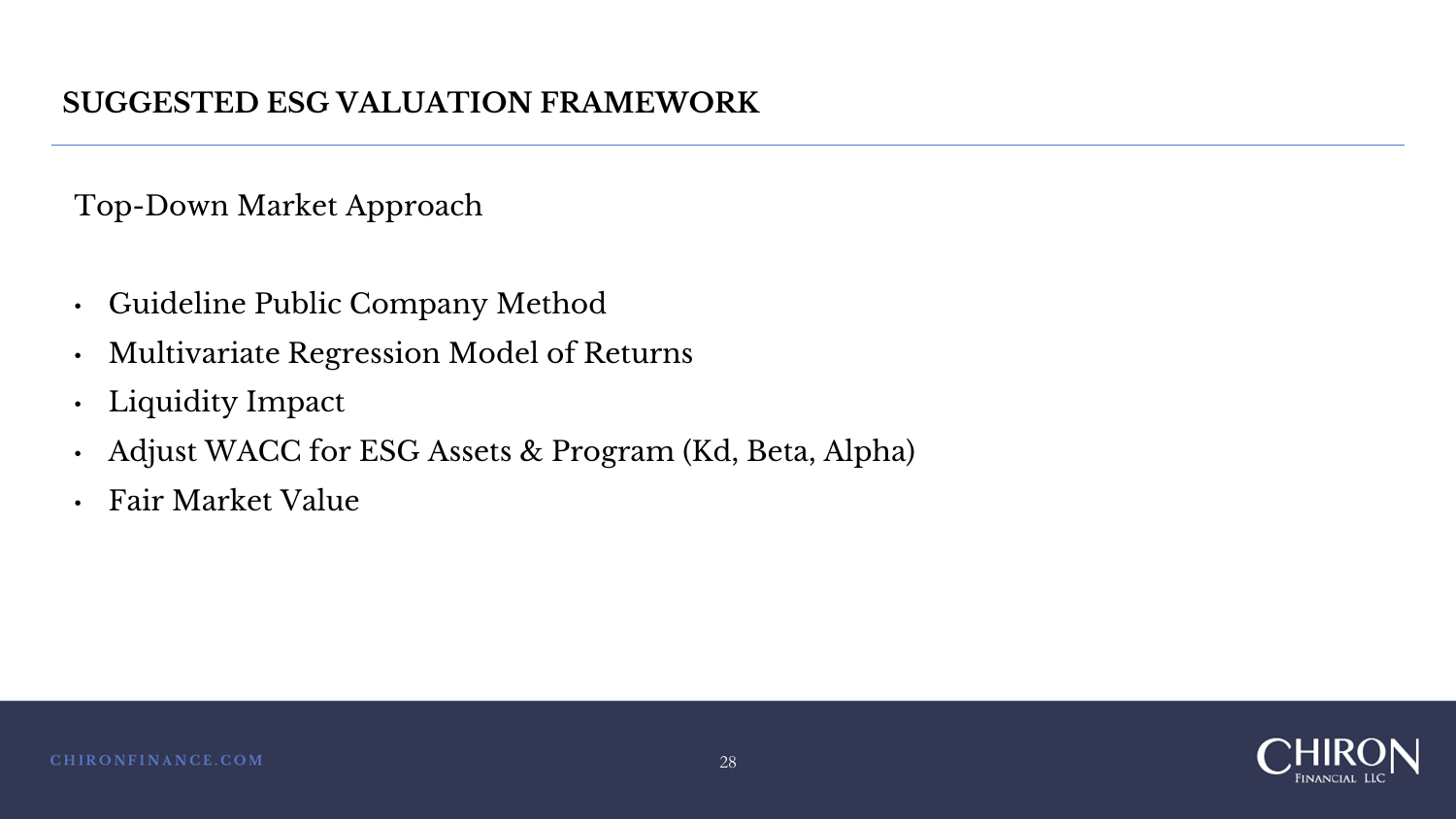# SUGGESTED ESG VALUATION FRAMEWORK

Top-Down Market Approach

- Guideline Public Company Method
- Multivariate Regression Model of Returns
- Liquidity Impact
- Adjust WACC for ESG Assets & Program (Kd, Beta, Alpha)
- Fair Market Value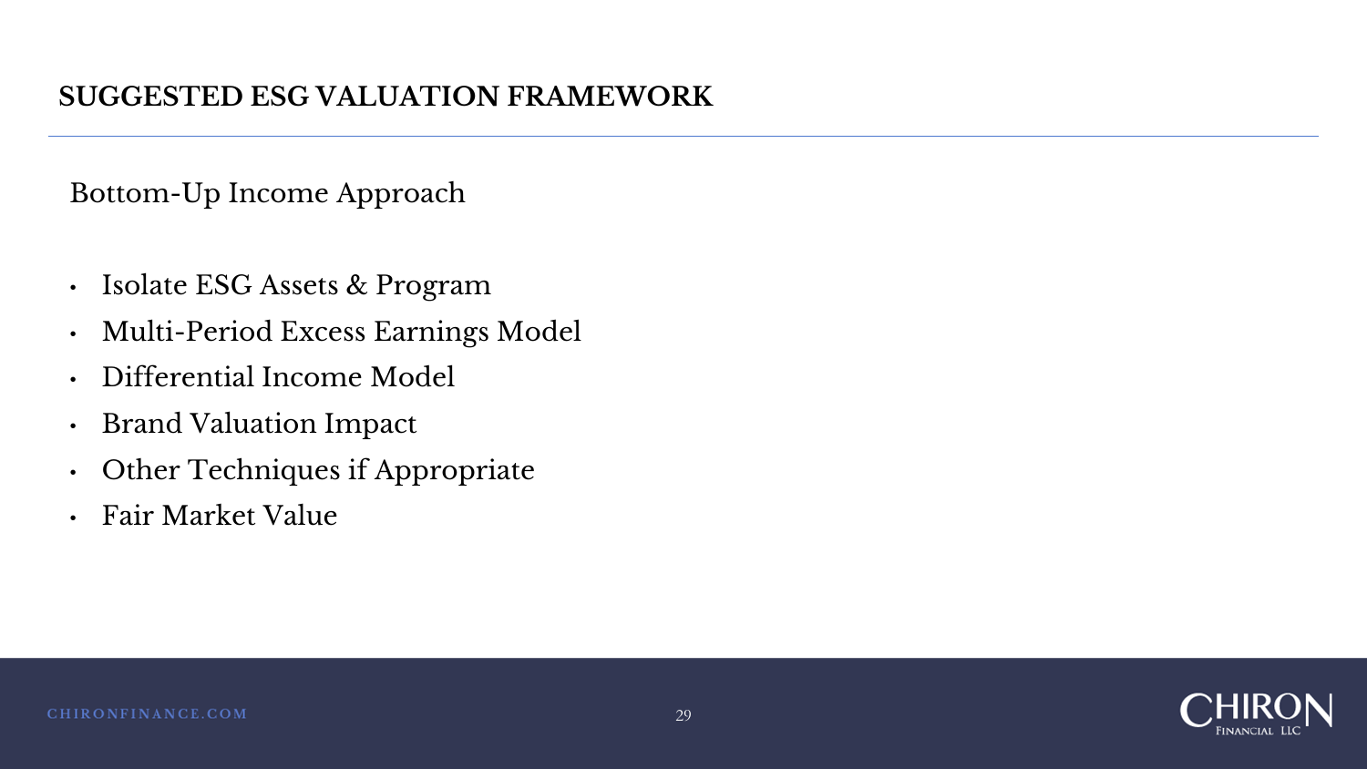## SUGGESTED ESG VALUATION FRAMEWORK

Bottom-Up Income Approach

- Isolate ESG Assets & Program
- Multi-Period Excess Earnings Model
- Differential Income Model
- Brand Valuation Impact
- Other Techniques if Appropriate
- Fair Market Value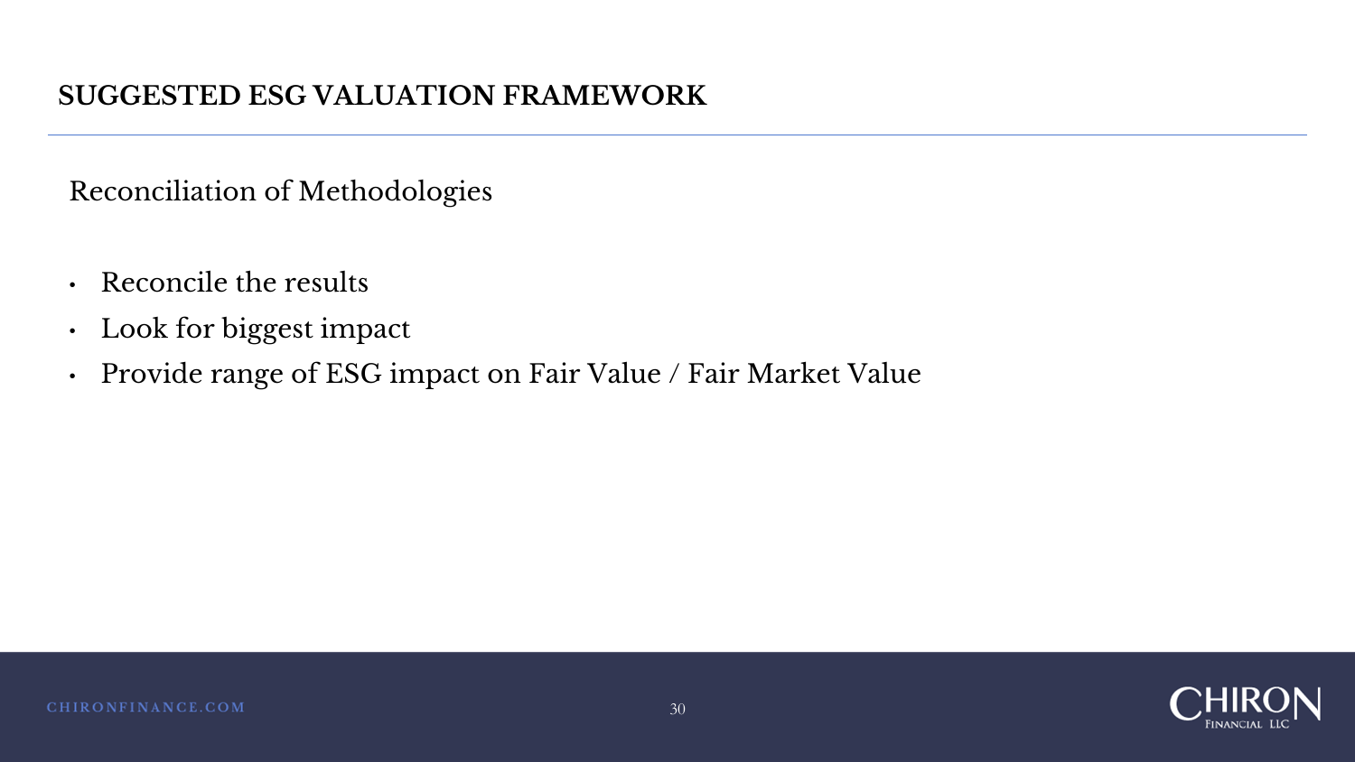## SUGGESTED ESG VALUATION FRAMEWORK

Reconciliation of Methodologies

- Reconcile the results
- Look for biggest impact
- Provide range of ESG impact on Fair Value / Fair Market Value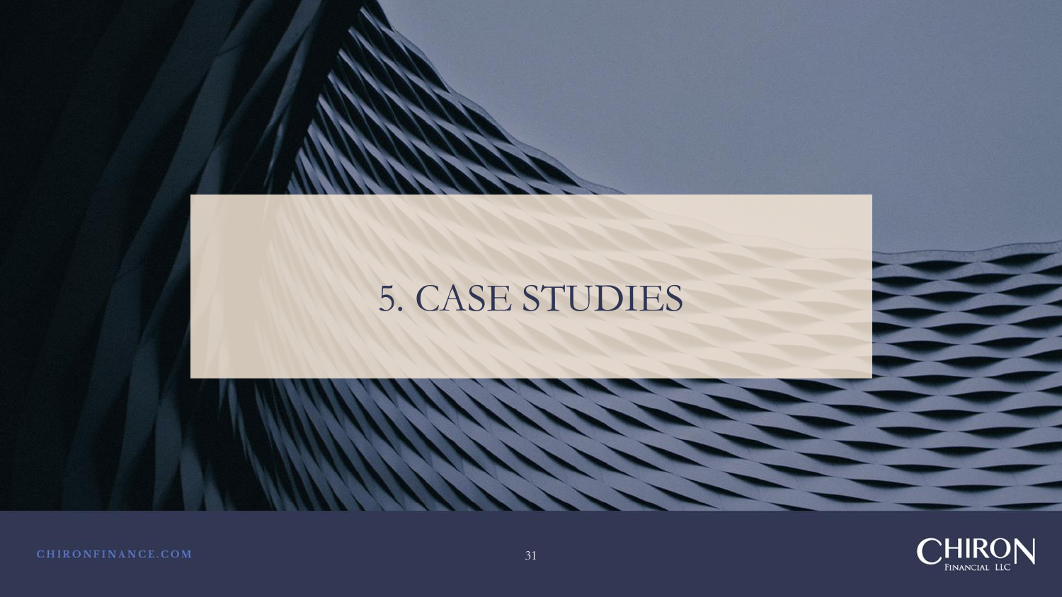# 5. CASE STUDIES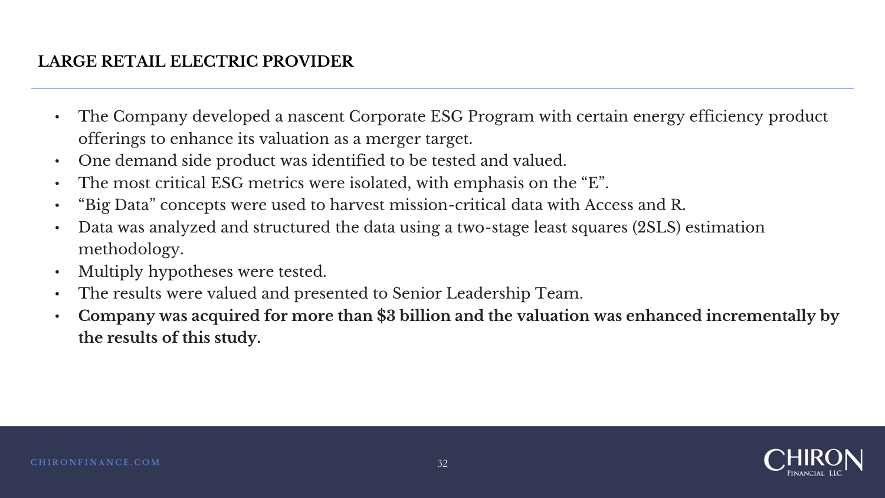## LARGE RETAIL ELECTRIC PROVIDER

- The Company developed a nascent Corporate ESG Program with certain energy efficiency product offerings to enhance its valuation as a merger target.
- One demand side product was identified to be tested and valued.
- The most critical ESG metrics were isolated, with emphasis on the "E".
- "Big Data" concepts were used to harvest mission-critical data with Access and R.
- Data was analyzed and structured the data using a two-stage least squares (2SLS) estimation methodology.
- Multiply hypotheses were tested.
- The results were valued and presented to Senior Leadership Team.
- **Company was acquired for more than $3 billion and the valuation was enhanced incrementally by the results of this study.**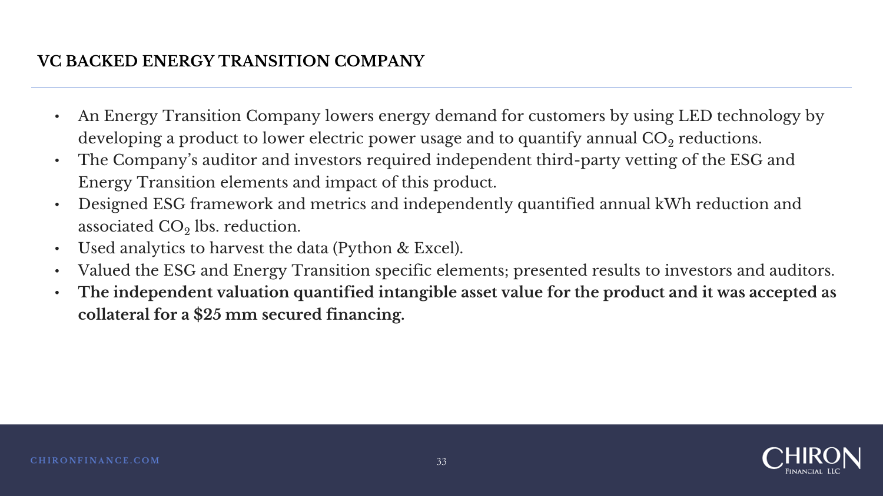## VC BACKED ENERGY TRANSITION COMPANY

- An Energy Transition Company lowers energy demand for customers by using LED technology by developing a product to lower electric power usage and to quantify annual $CO_2$ reductions.
- The Company's auditor and investors required independent third-party vetting of the ESG and Energy Transition elements and impact of this product.
- Designed ESG framework and metrics and independently quantified annual kWh reduction and associated $CO_2$ lbs. reduction.
- Used analytics to harvest the data (Python & Excel).
- Valued the ESG and Energy Transition specific elements; presented results to investors and auditors.
- **The independent valuation quantified intangible asset value for the product and it was accepted as collateral for a $25 mm secured financing.**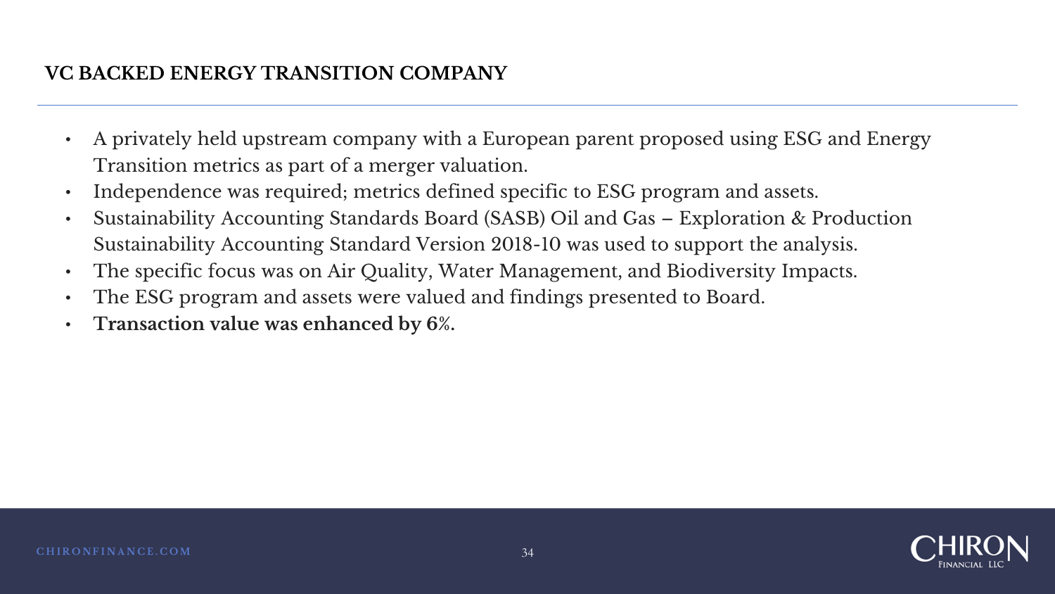# VC BACKED ENERGY TRANSITION COMPANY

- A privately held upstream company with a European parent proposed using ESG and Energy Transition metrics as part of a merger valuation.
- Independence was required; metrics defined specific to ESG program and assets.
- Sustainability Accounting Standards Board (SASB) Oil and Gas – Exploration & Production Sustainability Accounting Standard Version 2018-10 was used to support the analysis.
- The specific focus was on Air Quality, Water Management, and Biodiversity Impacts.
- The ESG program and assets were valued and findings presented to Board.
- **Transaction value was enhanced by 6%.**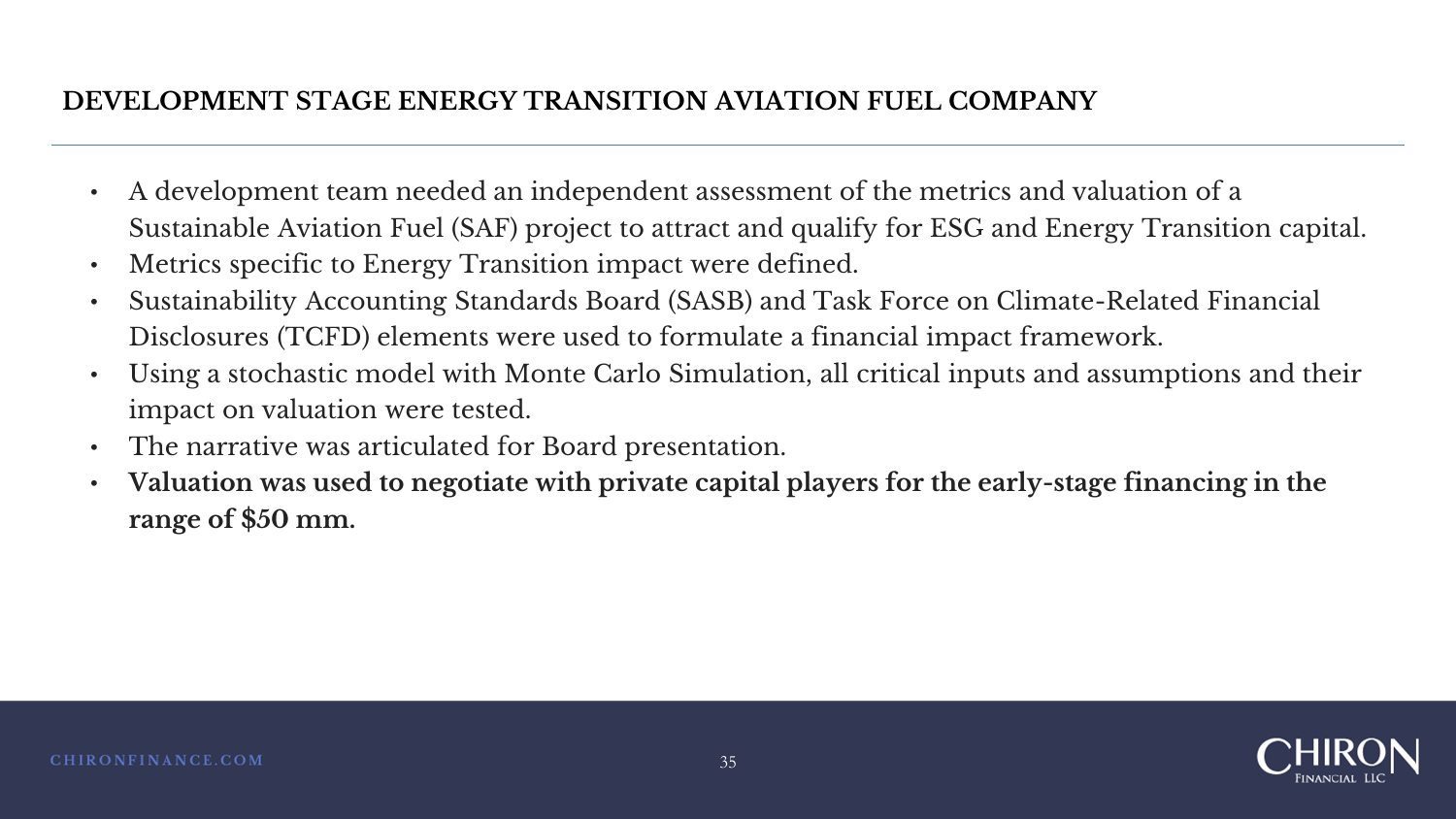## DEVELOPMENT STAGE ENERGY TRANSITION AVIATION FUEL COMPANY

- A development team needed an independent assessment of the metrics and valuation of a Sustainable Aviation Fuel (SAF) project to attract and qualify for ESG and Energy Transition capital.
- Metrics specific to Energy Transition impact were defined.
- Sustainability Accounting Standards Board (SASB) and Task Force on Climate-Related Financial Disclosures (TCFD) elements were used to formulate a financial impact framework.
- Using a stochastic model with Monte Carlo Simulation, all critical inputs and assumptions and their impact on valuation were tested.
- The narrative was articulated for Board presentation.
- **Valuation was used to negotiate with private capital players for the early-stage financing in the range of $50 mm.**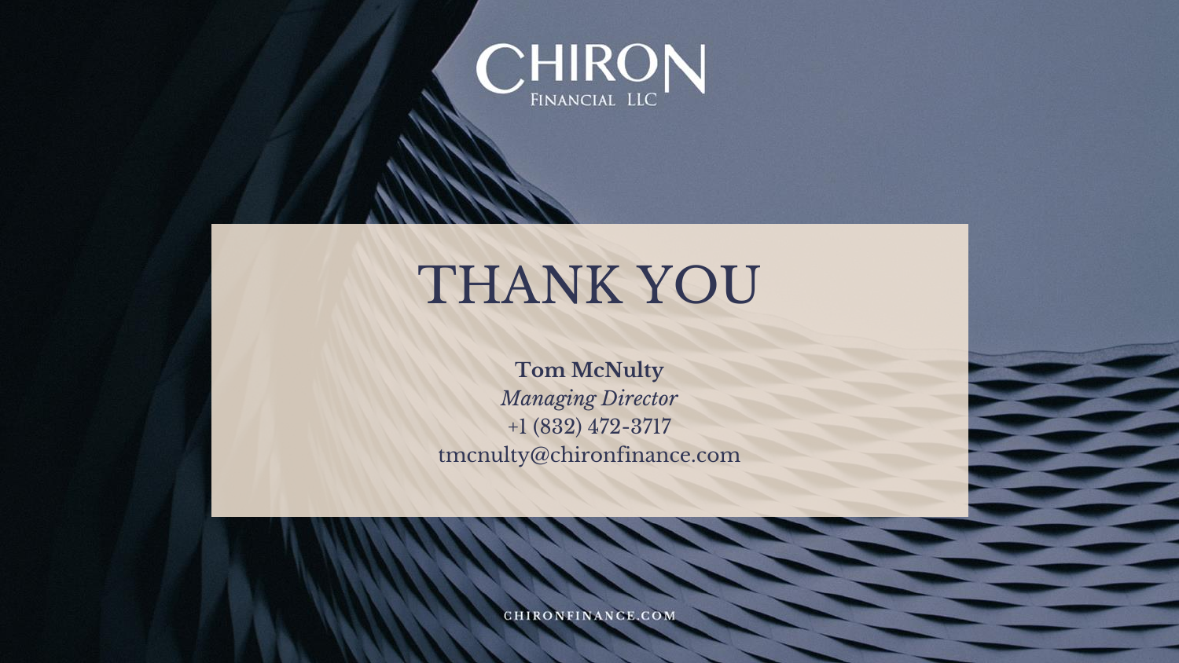CHIRON
FINANCIAL LLC

# THANK YOU

**Tom McNulty**
*Managing Director*
+1 (832) 472-3717
tmcnulty@chironfinance.com

CHIRONFINANCE.COM